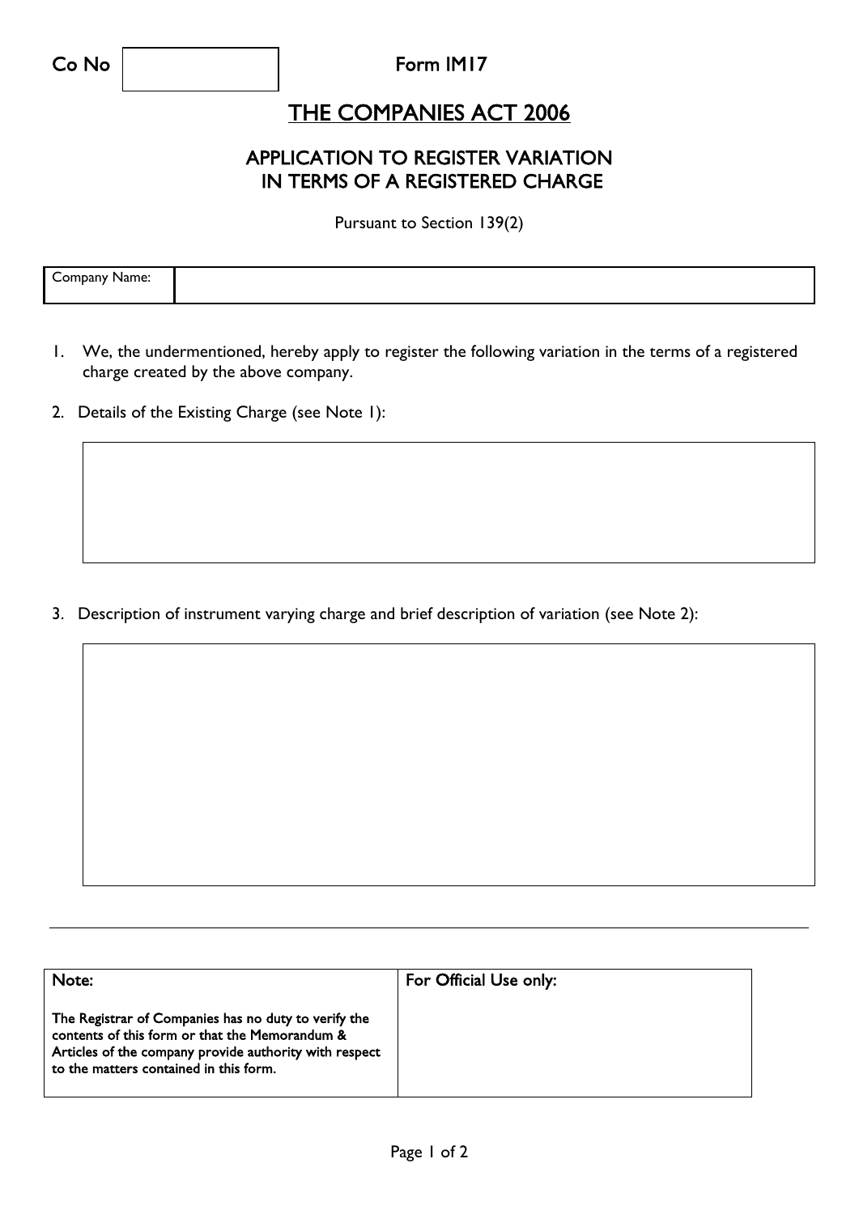| Co No | | Form IM17 |
|---|---|---|

# THE COMPANIES ACT 2006

## APPLICATION TO REGISTER VARIATION IN TERMS OF A REGISTERED CHARGE

Pursuant to Section 139(2)

| Company Name: | |
|---|---|

1. We, the undermentioned, hereby apply to register the following variation in the terms of a registered charge created by the above company.

2. Details of the Existing Charge (see Note 1):

| |
|---|
| |

3. Description of instrument varying charge and brief description of variation (see Note 2):

| |
|---|
| |

---

| Note: | For Official Use only: |
|---|---|
| The Registrar of Companies has no duty to verify the contents of this form or that the Memorandum & Articles of the company provide authority with respect to the matters contained in this form. | |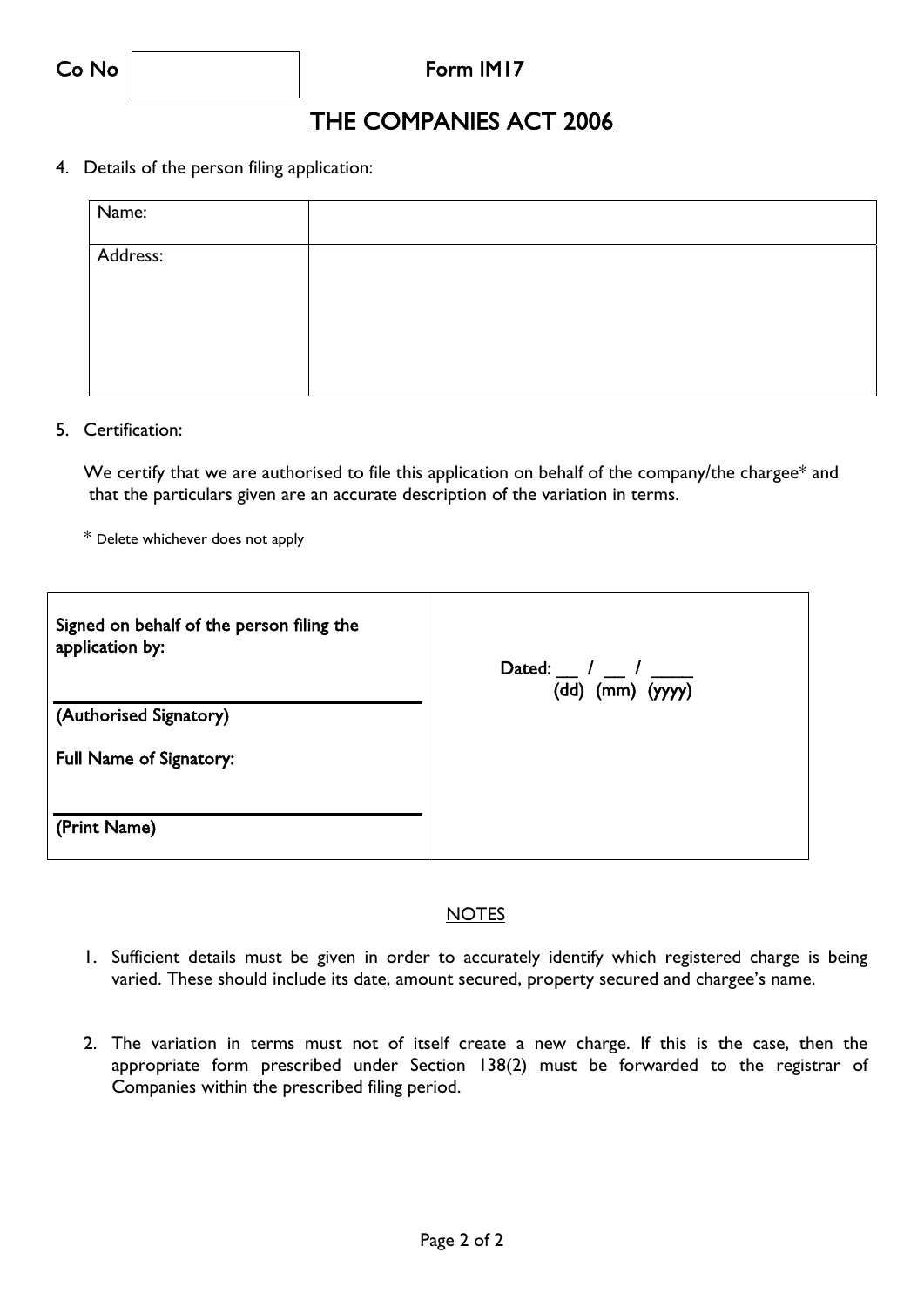Co No | | Form IM17

# THE COMPANIES ACT 2006

4. Details of the person filing application:

| | |
|---|---|
| Name: | |
| Address: | |

5. Certification:

We certify that we are authorised to file this application on behalf of the company/the chargee* and that the particulars given are an accurate description of the variation in terms.

\* Delete whichever does not apply

| | |
|---|---|
| **Signed on behalf of the person filing the application by:**<br><br>**(Authorised Signatory)**<br><br>**Full Name of Signatory:**<br><br>**(Print Name)** | **Dated: __ / __ / ____**<br>**(dd) (mm) (yyyy)** |

## NOTES

1. Sufficient details must be given in order to accurately identify which registered charge is being varied. These should include its date, amount secured, property secured and chargee's name.

2. The variation in terms must not of itself create a new charge. If this is the case, then the appropriate form prescribed under Section 138(2) must be forwarded to the registrar of Companies within the prescribed filing period.